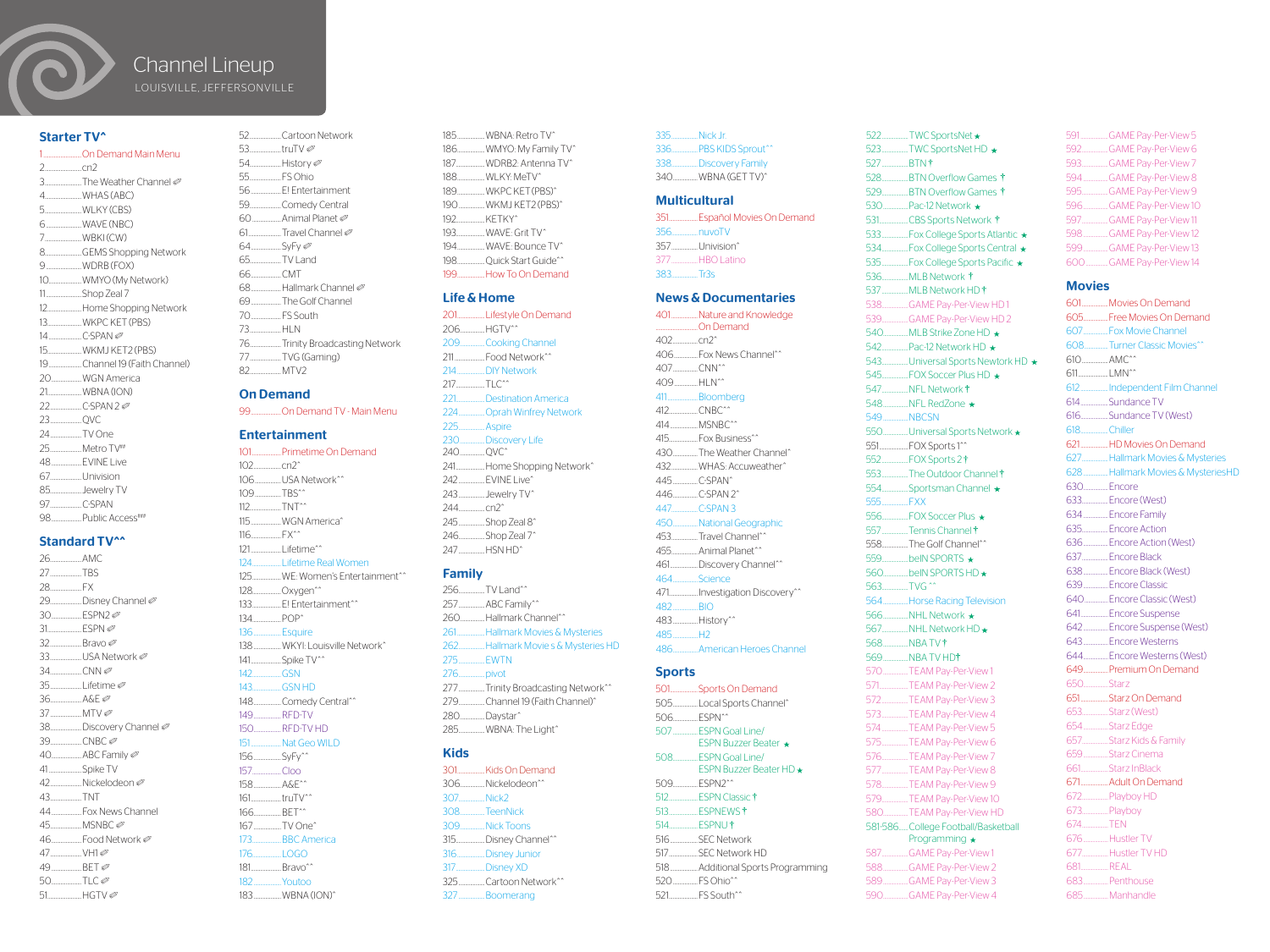# Channel Lineup

LOUISVILLE, JEFFERSONVILLE

## Starter TV^

1 On Demand Main Menu
2 cn2
3 The Weather Channel
4 WHAS (ABC)
5 WLKY (CBS)
6 WAVE (NBC)
7 WBKI (CW)
8 GEMS Shopping Network
9 WDRB (FOX)
10 WMYO (My Network)
11 Shop Zeal 7
12 Home Shopping Network
13 WKPC KET (PBS)
14 C-SPAN
15 WKMJ KET2 (PBS)
19 Channel 19 (Faith Channel)
20 WGN America
21 WBNA (ION)
22 C-SPAN 2
23 QVC
24 TV One
25 Metro TV
48 EVINE Live
67 Univision
85 Jewelry TV
97 C-SPAN
98 Public Access

## Standard TV^^

26 AMC
27 TBS
28 FX
29 Disney Channel
30 ESPN2
31 ESPN
32 Bravo
33 USA Network
34 CNN
35 Lifetime
36 A&E
37 MTV
38 Discovery Channel
39 CNBC
40 ABC Family
41 Spike TV
42 Nickelodeon
43 TNT
44 Fox News Channel
45 MSNBC
46 Food Network
47 VH1
49 BET
50 TLC
51 HGTV
52 Cartoon Network
53 truTV
54 History
55 FS Ohio
56 E! Entertainment
59 Comedy Central
60 Animal Planet
61 Travel Channel
64 SyFy
65 TV Land
66 CMT
68 Hallmark Channel
69 The Golf Channel
70 FS South
73 HLN
76 Trinity Broadcasting Network
77 TVG (Gaming)
82 MTV2

## On Demand

99 On Demand TV - Main Menu

## Entertainment

101 Primetime On Demand
102 cn2*
106 USA Network**
109 TBS**
112 TNT**
115 WGN America*
116 FX**
121 Lifetime**
124 Lifetime Real Women
125 WE: Women's Entertainment**
128 Oxygen**
133 E! Entertainment**
134 POP*
136 Esquire
138 WKYI: Louisville Network*
141 Spike TV**
142 GSN
143 GSN HD
148 Comedy Central**
149 RFD-TV
150 RFD-TV HD
151 Nat Geo WILD
156 SyFy**
157 Cloo
158 A&E**
161 truTV**
166 BET**
167 TV One*
173 BBC America
176 LOGO
181 Bravo**
182 Youtoo
183 WBNA (ION)*
185 WBNA: Retro TV*
186 WMYO: My Family TV*
187 WDRB2: Antenna TV*
188 WLKY: MeTV*
189 WKPC KET (PBS)*
190 WKMJ KET2 (PBS)*
192 KETKY*
193 WAVE: Grit TV*
194 WAVE: Bounce TV*
198 Quick Start Guide**
199 How To On Demand

## Life & Home

201 Lifestyle On Demand
206 HGTV**
209 Cooking Channel
211 Food Network**
214 DIY Network
217 TLC**
221 Destination America
224 Oprah Winfrey Network
225 Aspire
230 Discovery Life
240 QVC*
241 Home Shopping Network*
242 EVINE Live*
243 Jewelry TV*
244 cn2*
245 Shop Zeal 8*
246 Shop Zeal 7*
247 HSN HD*

## Family

256 TV Land**
257 ABC Family**
260 Hallmark Channel**
261 Hallmark Movies & Mysteries
262 Hallmark Movie s & Mysteries HD
275 EWTN
276 pivot
277 Trinity Broadcasting Network**
279 Channel 19 (Faith Channel)*
280 Daystar*
285 WBNA: The Light*

## Kids

301 Kids On Demand
306 Nickelodeon**
307 Nick2
308 TeenNick
309 Nick Toons
315 Disney Channel**
316 Disney Junior
317 Disney XD
325 Cartoon Network**
327 Boomerang
335 Nick Jr.
336 PBS KIDS Sprout**
338 Discovery Family
340 WBNA (GET TV)*

## Multicultural

351 Español Movies On Demand
356 nuvoTV
357 Univision*
377 HBO Latino
383 Tr3s

## News & Documentaries

401 Nature and Knowledge On Demand
402 cn2*
406 Fox News Channel**
407 CNN**
409 HLN**
411 Bloomberg
412 CNBC**
414 MSNBC**
415 Fox Business**
430 The Weather Channel*
432 WHAS: Accuweather*
445 C-SPAN*
446 C-SPAN 2*
447 C-SPAN 3
450 National Geographic
453 Travel Channel**
455 Animal Planet**
461 Discovery Channel**
464 Science
471 Investigation Discovery**
482 BIO
483 History**
485 H2
486 American Heroes Channel

## Sports

501 Sports On Demand
505 Local Sports Channel*
506 ESPN**
507 ESPN Goal Line/ ESPN Buzzer Beater ★
508 ESPN Goal Line/ ESPN Buzzer Beater HD ★
509 ESPN2**
512 ESPN Classic †
513 ESPNEWS †
514 ESPNU †
516 SEC Network
517 SEC Network HD
518 Additional Sports Programming
520 FS Ohio**
521 FS South**
522 TWC SportsNet ★
523 TWC SportsNet HD ★
527 BTN †
528 BTN Overflow Games †
529 BTN Overflow Games †
530 Pac-12 Network ★
531 CBS Sports Network †
533 Fox College Sports Atlantic ★
534 Fox College Sports Central ★
535 Fox College Sports Pacific ★
536 MLB Network †
537 MLB Network HD †
538 GAME Pay-Per-View HD 1
539 GAME Pay-Per-View HD 2
540 MLB Strike Zone HD ★
542 Pac-12 Network HD ★
543 Universal Sports Network HD ★
545 FOX Soccer Plus HD ★
547 NFL Network †
548 NFL RedZone ★
549 NBCSN
550 Universal Sports Network ★
551 FOX Sports 1**
552 FOX Sports 2 †
553 The Outdoor Channel †
554 Sportsman Channel ★
555 FXX
556 FOX Soccer Plus ★
557 Tennis Channel †
558 The Golf Channel**
559 beIN SPORTS ★
560 beIN SPORTS HD ★
563 TVG **
564 Horse Racing Television
566 NHL Network ★
567 NHL Network HD ★
568 NBA TV †
569 NBA TV HD †
570 TEAM Pay-Per-View 1
571 TEAM Pay-Per-View 2
572 TEAM Pay-Per-View 3
573 TEAM Pay-Per-View 4
574 TEAM Pay-Per-View 5
575 TEAM Pay-Per-View 6
576 TEAM Pay-Per-View 7
577 TEAM Pay-Per-View 8
578 TEAM Pay-Per-View 9
579 TEAM Pay-Per-View 10
580 TEAM Pay-Per-View HD
581-586 College Football/Basketball Programming ★
587 GAME Pay-Per-View 1
588 GAME Pay-Per-View 2
589 GAME Pay-Per-View 3
590 GAME Pay-Per-View 4
591 GAME Pay-Per-View 5
592 GAME Pay-Per-View 6
593 GAME Pay-Per-View 7
594 GAME Pay-Per-View 8
595 GAME Pay-Per-View 9
596 GAME Pay-Per-View 10
597 GAME Pay-Per-View 11
598 GAME Pay-Per-View 12
599 GAME Pay-Per-View 13
600 GAME Pay-Per-View 14

## Movies

601 Movies On Demand
605 Free Movies On Demand
607 Fox Movie Channel
608 Turner Classic Movies**
610 AMC**
611 LMN**
612 Independent Film Channel
614 Sundance TV
616 Sundance TV (West)
618 Chiller
621 HD Movies On Demand
627 Hallmark Movies & Mysteries
628 Hallmark Movies & MysteriesHD
630 Encore
633 Encore (West)
634 Encore Family
635 Encore Action
636 Encore Action (West)
637 Encore Black
638 Encore Black (West)
639 Encore Classic
640 Encore Classic (West)
641 Encore Suspense
642 Encore Suspense (West)
643 Encore Westerns
644 Encore Westerns (West)
649 Premium On Demand
650 Starz
651 Starz On Demand
653 Starz (West)
654 Starz Edge
657 Starz Kids & Family
659 Starz Cinema
661 Starz InBlack
671 Adult On Demand
672 Playboy HD
673 Playboy
674 TEN
676 Hustler TV
677 Hustler TV HD
681 REAL
683 Penthouse
685 Manhandle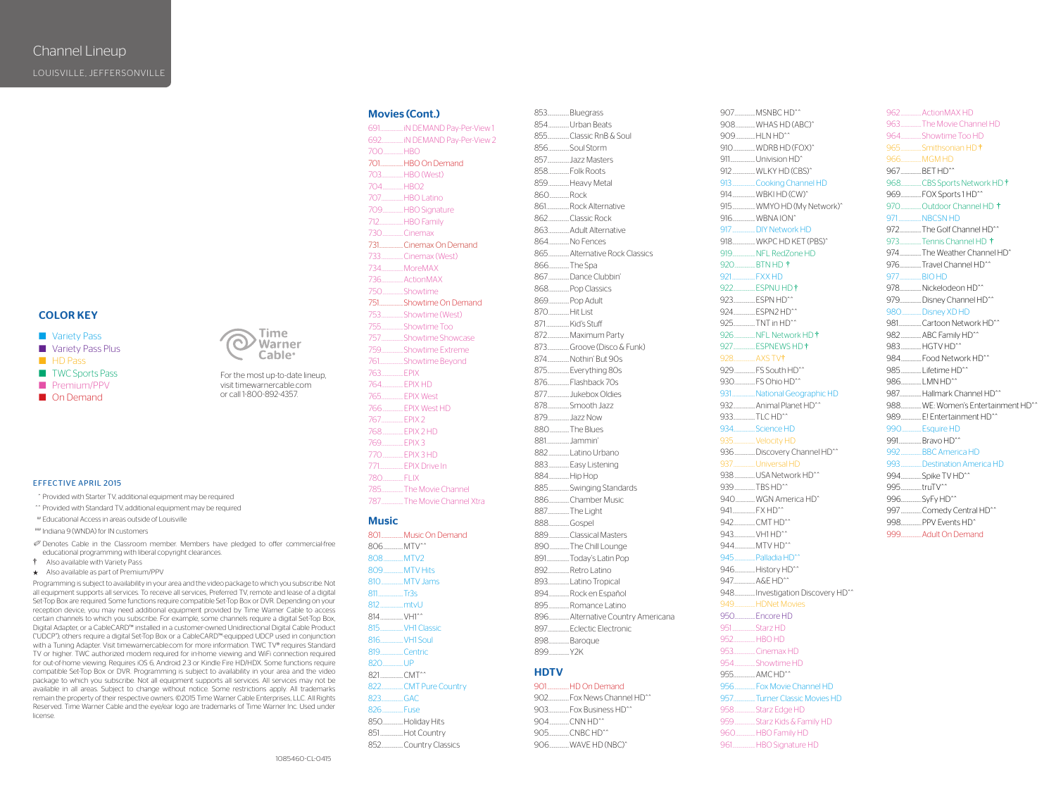# Channel Lineup

LOUISVILLE, JEFFERSONVILLE

## COLOR KEY

- Variety Pass
- Variety Pass Plus
- HD Pass
- TWC Sports Pass
- Premium/PPV
- On Demand

Time Warner Cable®

For the most up-to-date lineup, visit timewarnercable.com or call 1-800-892-4357.

EFFECTIVE APRIL 2015

^ Provided with Starter TV, additional equipment may be required

^^ Provided with Standard TV, additional equipment may be required

## Educational Access in areas outside of Louisville

### Indiana 9 (WNDA) for IN customers

Denotes Cable in the Classroom member. Members have pledged to offer commercial-free educational programming with liberal copyright clearances.

† Also available with Variety Pass

★ Also available as part of Premium/PPV

Programming is subject to availability in your area and the video package to which you subscribe. Not all equipment supports all services. To receive all services, Preferred TV, remote and lease of a digital Set-Top Box are required. Some functions require compatible Set-Top Box or DVR. Depending on your reception device, you may need additional equipment provided by Time Warner Cable to access certain channels to which you subscribe. For example, some channels require a digital Set-Top Box, Digital Adapter, or a CableCARD™ installed in a customer-owned Unidirectional Digital Cable Product ("UDCP"); others require a digital Set-Top Box or a CableCARD™-equipped UDCP used in conjunction with a Tuning Adapter. Visit timewarnercable.com for more information. TWC TV® requires Standard TV or higher. TWC authorized modem required for in-home viewing and WiFi connection required for out-of-home viewing. Requires iOS 6, Android 2.3 or Kindle Fire HD/HDX. Some functions require compatible Set-Top Box or DVR. Programming is subject to availability in your area and the video package to which you subscribe. Not all equipment supports all services. All services may not be available in all areas. Subject to change without notice. Some restrictions apply. All trademarks remain the property of their respective owners. ©2015 Time Warner Cable Enterprises, LLC. All Rights Reserved. Time Warner Cable and the eye/ear logo are trademarks of Time Warner Inc. Used under license.

1085460-CL-0415

## Movies (Cont.)

691 iN DEMAND Pay-Per-View 1
692 iN DEMAND Pay-Per-View 2
700 HBO
701 HBO On Demand
703 HBO (West)
704 HBO2
707 HBO Latino
709 HBO Signature
712 HBO Family
730 Cinemax
731 Cinemax On Demand
733 Cinemax (West)
734 MoreMAX
736 ActionMAX
750 Showtime
751 Showtime On Demand
753 Showtime (West)
755 Showtime Too
757 Showtime Showcase
759 Showtime Extreme
761 Showtime Beyond
763 EPIX
764 EPIX HD
765 EPIX West
766 EPIX West HD
767 EPIX 2
768 EPIX 2 HD
769 EPIX 3
770 EPIX 3 HD
771 EPIX Drive In
780 FLIX
785 The Movie Channel
787 The Movie Channel Xtra

## Music

801 Music On Demand
806 MTV^^
808 MTV2
809 MTV Hits
810 MTV Jams
811 Tr3s
812 mtvU
814 VH1^^
815 VH1 Classic
816 VH1 Soul
819 Centric
820 UP
821 CMT^^
822 CMT Pure Country
823 GAC
826 Fuse
850 Holiday Hits
851 Hot Country
852 Country Classics
853 Bluegrass
854 Urban Beats
855 Classic RnB & Soul
856 Soul Storm
857 Jazz Masters
858 Folk Roots
859 Heavy Metal
860 Rock
861 Rock Alternative
862 Classic Rock
863 Adult Alternative
864 No Fences
865 Alternative Rock Classics
866 The Spa
867 Dance Clubbin'
868 Pop Classics
869 Pop Adult
870 Hit List
871 Kid's Stuff
872 Maximum Party
873 Groove (Disco & Funk)
874 Nothin' But 90s
875 Everything 80s
876 Flashback 70s
877 Jukebox Oldies
878 Smooth Jazz
879 Jazz Now
880 The Blues
881 Jammin'
882 Latino Urbano
883 Easy Listening
884 Hip Hop
885 Swinging Standards
886 Chamber Music
887 The Light
888 Gospel
889 Classical Masters
890 The Chill Lounge
891 Today's Latin Pop
892 Retro Latino
893 Latino Tropical
894 Rock en Español
895 Romance Latino
896 Alternative Country Americana
897 Eclectic Electronic
898 Baroque
899 Y2K

## HDTV

901 HD On Demand
902 Fox News Channel HD^^
903 Fox Business HD^^
904 CNN HD^^
905 CNBC HD^^
906 WAVE HD (NBC)^
907 MSNBC HD^^
908 WHAS HD (ABC)^
909 HLN HD^^
910 WDRB HD (FOX)^
911 Univision HD^
912 WLKY HD (CBS)^
913 Cooking Channel HD
914 WBKI HD (CW)^
915 WMYO HD (My Network)^
916 WBNA ION^
917 DIY Network HD
918 WKPC HD KET (PBS)^
919 NFL RedZone HD
920 BTN HD †
921 FXX HD
922 ESPNU HD †
923 ESPN HD^^
924 ESPN2 HD^^
925 TNT in HD^^
926 NFL Network HD †
927 ESPNEWS HD †
928 AXS TV †
929 FS South HD^^
930 FS Ohio HD^^
931 National Geographic HD
932 Animal Planet HD^^
933 TLC HD^^
934 Science HD
935 Velocity HD
936 Discovery Channel HD^^
937 Universal HD
938 USA Network HD^^
939 TBS HD^^
940 WGN America HD^
941 FX HD^^
942 CMT HD^^
943 VH1 HD^^
944 MTV HD^^
945 Palladia HD^^
946 History HD^^
947 A&E HD^^
948 Investigation Discovery HD^^
949 HDNet Movies
950 Encore HD
951 Starz HD
952 HBO HD
953 Cinemax HD
954 Showtime HD
955 AMC HD^^
956 Fox Movie Channel HD
957 Turner Classic Movies HD
958 Starz Edge HD
959 Starz Kids & Family HD
960 HBO Family HD
961 HBO Signature HD
962 ActionMAX HD
963 The Movie Channel HD
964 Showtime Too HD
965 Smithsonian HD †
966 MGM HD
967 BET HD^^
968 CBS Sports Network HD †
969 FOX Sports 1 HD^^
970 Outdoor Channel HD †
971 NBCSN HD
972 The Golf Channel HD^^
973 Tennis Channel HD †
974 The Weather Channel HD^
976 Travel Channel HD^^
977 BIO HD
978 Nickelodeon HD^^
979 Disney Channel HD^^
980 Disney XD HD
981 Cartoon Network HD^^
982 ABC Family HD^^
983 HGTV HD^^
984 Food Network HD^^
985 Lifetime HD^^
986 LMN HD^^
987 Hallmark Channel HD^^
988 WE: Women's Entertainment HD^^
989 E! Entertainment HD^^
990 Esquire HD
991 Bravo HD^^
992 BBC America HD
993 Destination America HD
994 Spike TV HD^^
995 truTV^^
996 SyFy HD^^
997 Comedy Central HD^^
998 PPV Events HD^
999 Adult On Demand